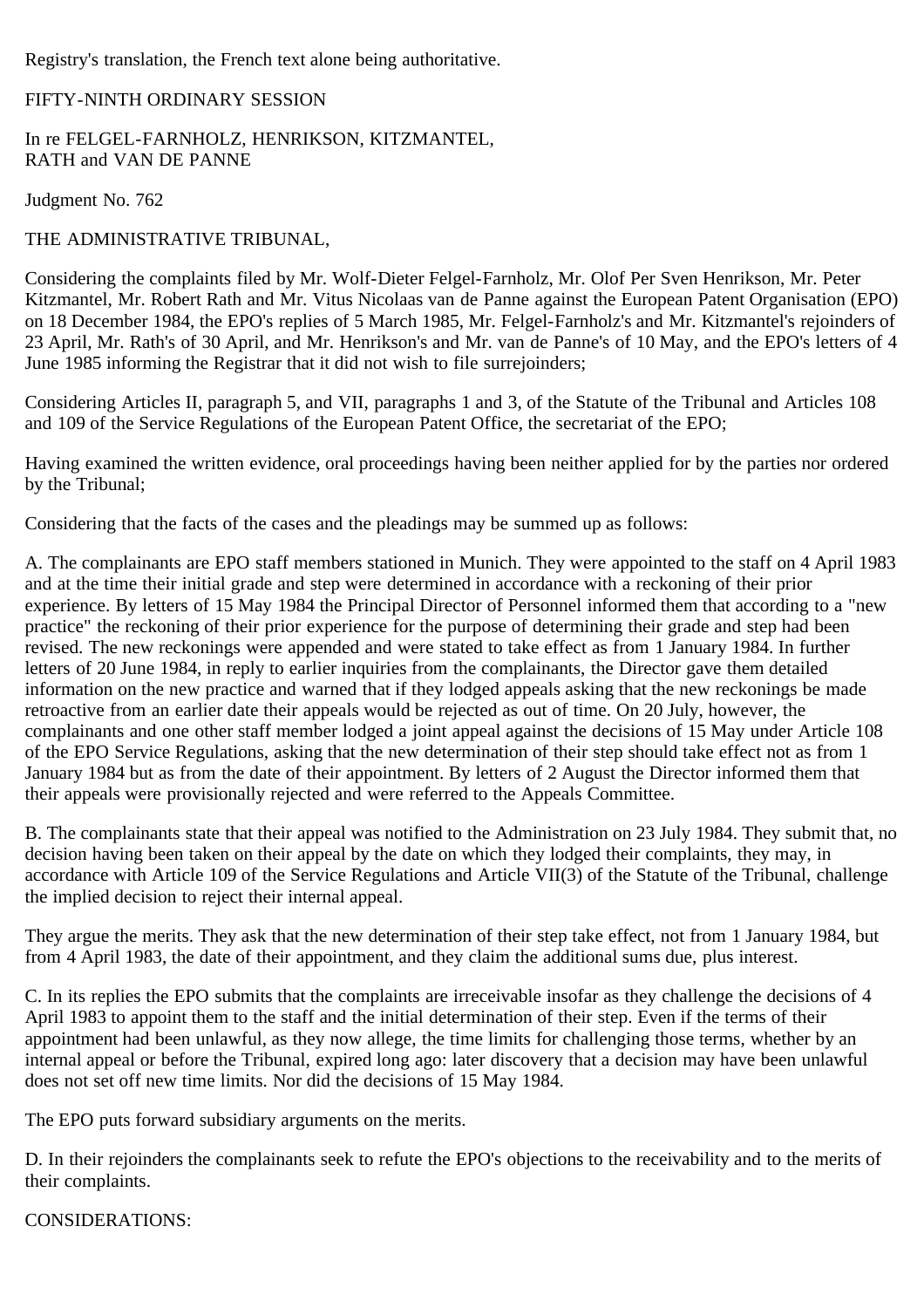Registry's translation, the French text alone being authoritative.

FIFTY-NINTH ORDINARY SESSION

In re FELGEL-FARNHOLZ, HENRIKSON, KITZMANTEL,
RATH and VAN DE PANNE

Judgment No. 762

THE ADMINISTRATIVE TRIBUNAL,

Considering the complaints filed by Mr. Wolf-Dieter Felgel-Farnholz, Mr. Olof Per Sven Henrikson, Mr. Peter Kitzmantel, Mr. Robert Rath and Mr. Vitus Nicolaas van de Panne against the European Patent Organisation (EPO) on 18 December 1984, the EPO's replies of 5 March 1985, Mr. Felgel-Farnholz's and Mr. Kitzmantel's rejoinders of 23 April, Mr. Rath's of 30 April, and Mr. Henrikson's and Mr. van de Panne's of 10 May, and the EPO's letters of 4 June 1985 informing the Registrar that it did not wish to file surrejoinders;

Considering Articles II, paragraph 5, and VII, paragraphs 1 and 3, of the Statute of the Tribunal and Articles 108 and 109 of the Service Regulations of the European Patent Office, the secretariat of the EPO;

Having examined the written evidence, oral proceedings having been neither applied for by the parties nor ordered by the Tribunal;

Considering that the facts of the cases and the pleadings may be summed up as follows:

A. The complainants are EPO staff members stationed in Munich. They were appointed to the staff on 4 April 1983 and at the time their initial grade and step were determined in accordance with a reckoning of their prior experience. By letters of 15 May 1984 the Principal Director of Personnel informed them that according to a "new practice" the reckoning of their prior experience for the purpose of determining their grade and step had been revised. The new reckonings were appended and were stated to take effect as from 1 January 1984. In further letters of 20 June 1984, in reply to earlier inquiries from the complainants, the Director gave them detailed information on the new practice and warned that if they lodged appeals asking that the new reckonings be made retroactive from an earlier date their appeals would be rejected as out of time. On 20 July, however, the complainants and one other staff member lodged a joint appeal against the decisions of 15 May under Article 108 of the EPO Service Regulations, asking that the new determination of their step should take effect not as from 1 January 1984 but as from the date of their appointment. By letters of 2 August the Director informed them that their appeals were provisionally rejected and were referred to the Appeals Committee.

B. The complainants state that their appeal was notified to the Administration on 23 July 1984. They submit that, no decision having been taken on their appeal by the date on which they lodged their complaints, they may, in accordance with Article 109 of the Service Regulations and Article VII(3) of the Statute of the Tribunal, challenge the implied decision to reject their internal appeal.

They argue the merits. They ask that the new determination of their step take effect, not from 1 January 1984, but from 4 April 1983, the date of their appointment, and they claim the additional sums due, plus interest.

C. In its replies the EPO submits that the complaints are irreceivable insofar as they challenge the decisions of 4 April 1983 to appoint them to the staff and the initial determination of their step. Even if the terms of their appointment had been unlawful, as they now allege, the time limits for challenging those terms, whether by an internal appeal or before the Tribunal, expired long ago: later discovery that a decision may have been unlawful does not set off new time limits. Nor did the decisions of 15 May 1984.

The EPO puts forward subsidiary arguments on the merits.

D. In their rejoinders the complainants seek to refute the EPO's objections to the receivability and to the merits of their complaints.

CONSIDERATIONS: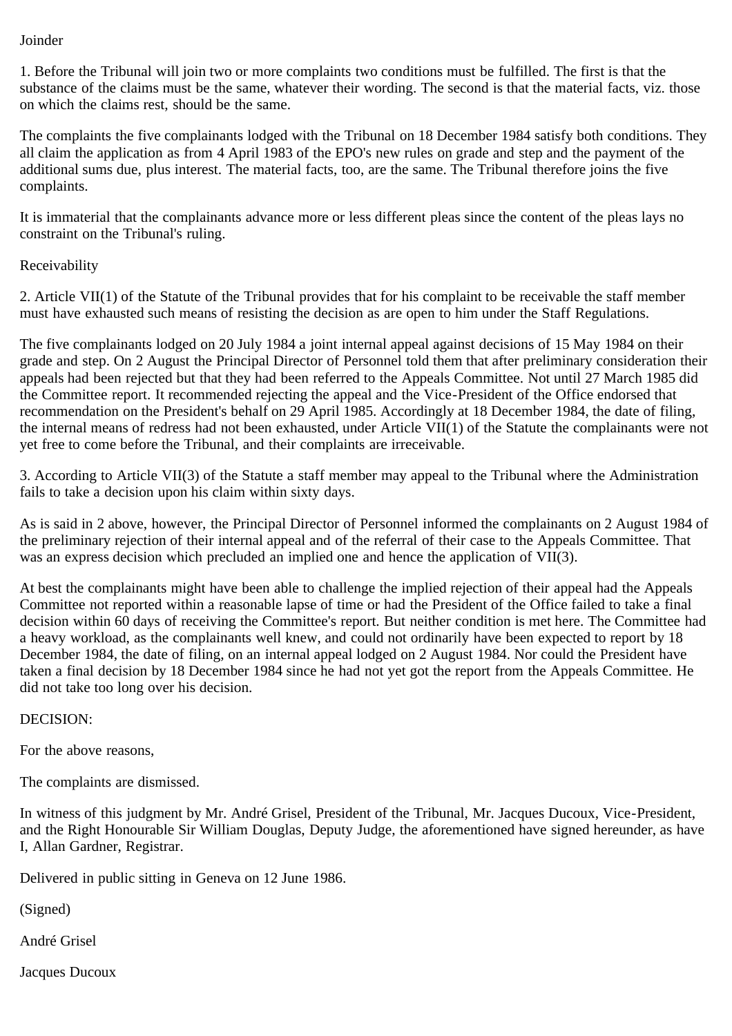Joinder

1. Before the Tribunal will join two or more complaints two conditions must be fulfilled. The first is that the substance of the claims must be the same, whatever their wording. The second is that the material facts, viz. those on which the claims rest, should be the same.

The complaints the five complainants lodged with the Tribunal on 18 December 1984 satisfy both conditions. They all claim the application as from 4 April 1983 of the EPO's new rules on grade and step and the payment of the additional sums due, plus interest. The material facts, too, are the same. The Tribunal therefore joins the five complaints.

It is immaterial that the complainants advance more or less different pleas since the content of the pleas lays no constraint on the Tribunal's ruling.

Receivability

2. Article VII(1) of the Statute of the Tribunal provides that for his complaint to be receivable the staff member must have exhausted such means of resisting the decision as are open to him under the Staff Regulations.

The five complainants lodged on 20 July 1984 a joint internal appeal against decisions of 15 May 1984 on their grade and step. On 2 August the Principal Director of Personnel told them that after preliminary consideration their appeals had been rejected but that they had been referred to the Appeals Committee. Not until 27 March 1985 did the Committee report. It recommended rejecting the appeal and the Vice-President of the Office endorsed that recommendation on the President's behalf on 29 April 1985. Accordingly at 18 December 1984, the date of filing, the internal means of redress had not been exhausted, under Article VII(1) of the Statute the complainants were not yet free to come before the Tribunal, and their complaints are irreceivable.

3. According to Article VII(3) of the Statute a staff member may appeal to the Tribunal where the Administration fails to take a decision upon his claim within sixty days.

As is said in 2 above, however, the Principal Director of Personnel informed the complainants on 2 August 1984 of the preliminary rejection of their internal appeal and of the referral of their case to the Appeals Committee. That was an express decision which precluded an implied one and hence the application of VII(3).

At best the complainants might have been able to challenge the implied rejection of their appeal had the Appeals Committee not reported within a reasonable lapse of time or had the President of the Office failed to take a final decision within 60 days of receiving the Committee's report. But neither condition is met here. The Committee had a heavy workload, as the complainants well knew, and could not ordinarily have been expected to report by 18 December 1984, the date of filing, on an internal appeal lodged on 2 August 1984. Nor could the President have taken a final decision by 18 December 1984 since he had not yet got the report from the Appeals Committee. He did not take too long over his decision.

DECISION:

For the above reasons,

The complaints are dismissed.

In witness of this judgment by Mr. André Grisel, President of the Tribunal, Mr. Jacques Ducoux, Vice-President, and the Right Honourable Sir William Douglas, Deputy Judge, the aforementioned have signed hereunder, as have I, Allan Gardner, Registrar.

Delivered in public sitting in Geneva on 12 June 1986.

(Signed)

André Grisel

Jacques Ducoux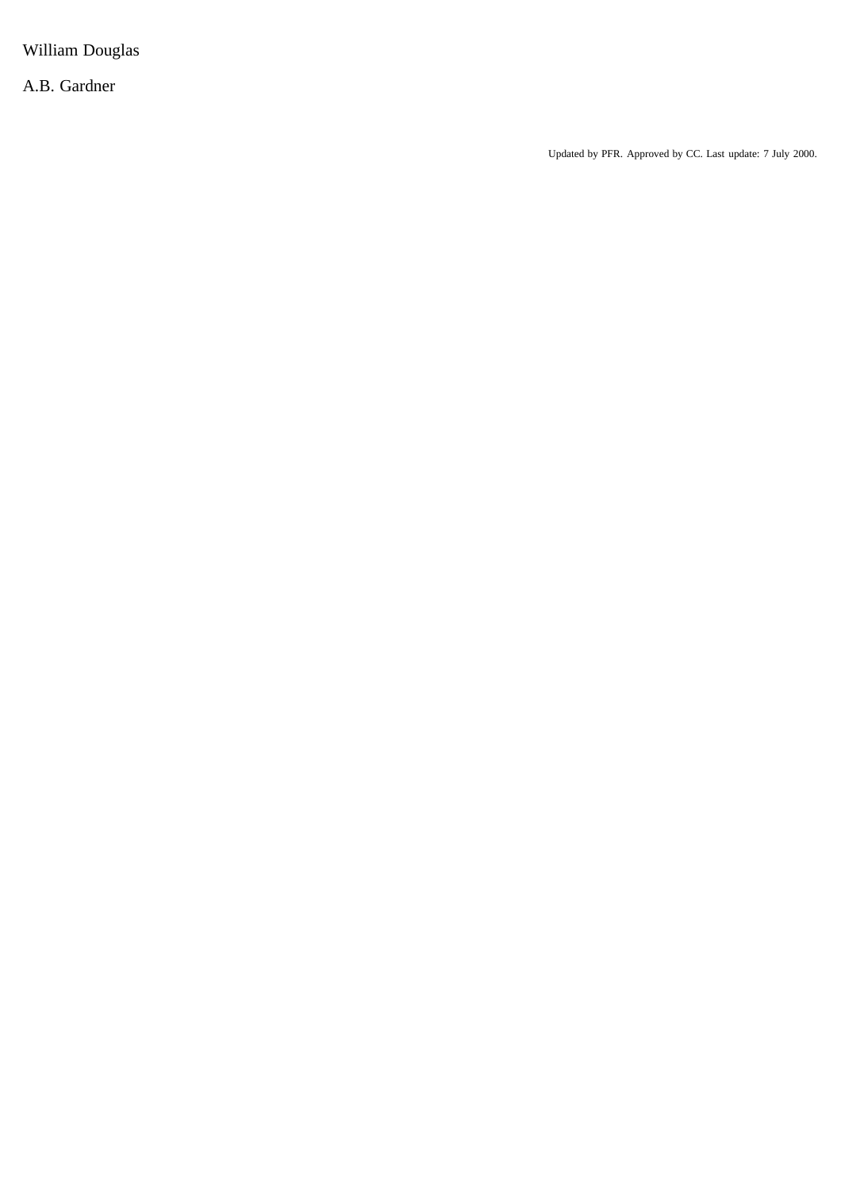William Douglas

A.B. Gardner

Updated by PFR. Approved by CC. Last update: 7 July 2000.